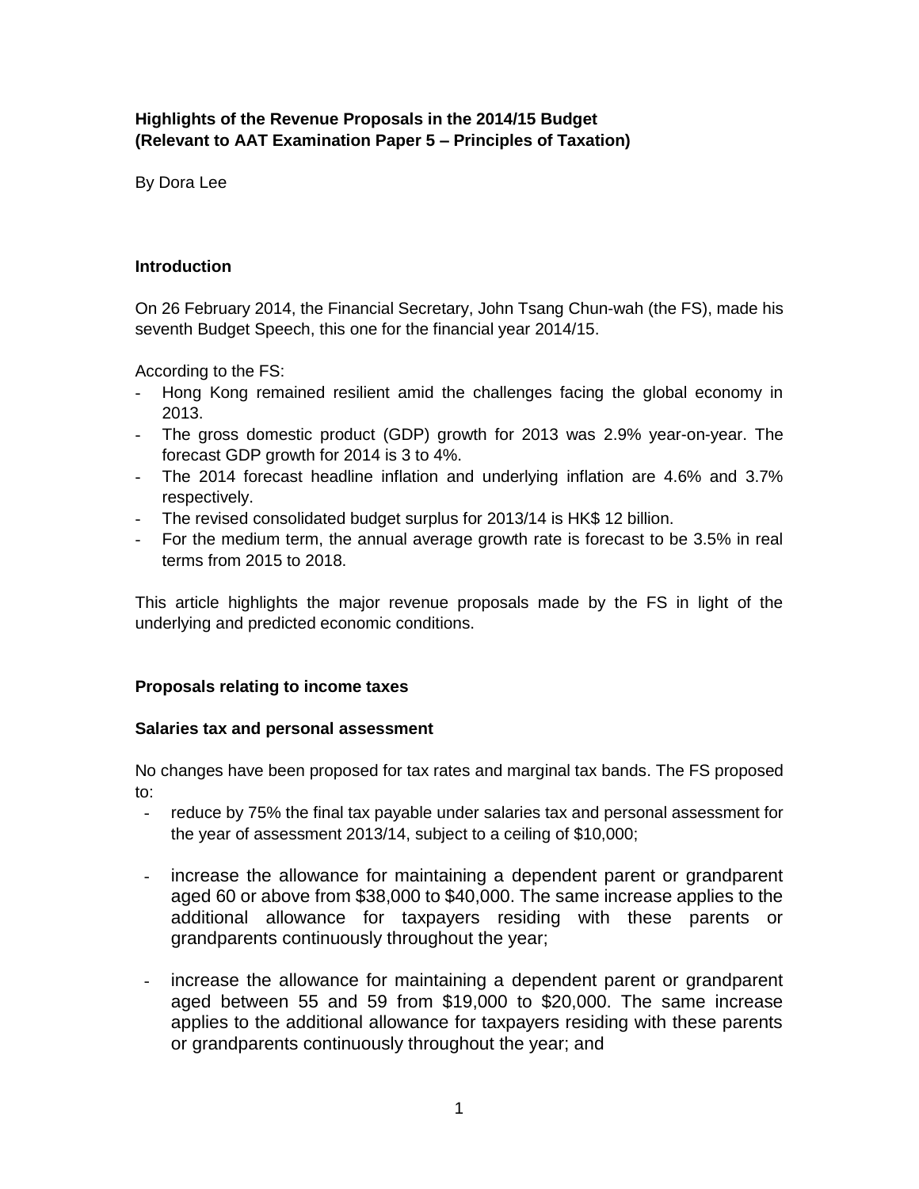**Highlights of the Revenue Proposals in the 2014/15 Budget**
**(Relevant to AAT Examination Paper 5 – Principles of Taxation)**

By Dora Lee

## Introduction

On 26 February 2014, the Financial Secretary, John Tsang Chun-wah (the FS), made his seventh Budget Speech, this one for the financial year 2014/15.

According to the FS:

- Hong Kong remained resilient amid the challenges facing the global economy in 2013.
- The gross domestic product (GDP) growth for 2013 was 2.9% year-on-year. The forecast GDP growth for 2014 is 3 to 4%.
- The 2014 forecast headline inflation and underlying inflation are 4.6% and 3.7% respectively.
- The revised consolidated budget surplus for 2013/14 is HK$ 12 billion.
- For the medium term, the annual average growth rate is forecast to be 3.5% in real terms from 2015 to 2018.

This article highlights the major revenue proposals made by the FS in light of the underlying and predicted economic conditions.

## Proposals relating to income taxes

### Salaries tax and personal assessment

No changes have been proposed for tax rates and marginal tax bands. The FS proposed to:

- reduce by 75% the final tax payable under salaries tax and personal assessment for the year of assessment 2013/14, subject to a ceiling of $10,000;
- increase the allowance for maintaining a dependent parent or grandparent aged 60 or above from $38,000 to $40,000. The same increase applies to the additional allowance for taxpayers residing with these parents or grandparents continuously throughout the year;
- increase the allowance for maintaining a dependent parent or grandparent aged between 55 and 59 from $19,000 to $20,000. The same increase applies to the additional allowance for taxpayers residing with these parents or grandparents continuously throughout the year; and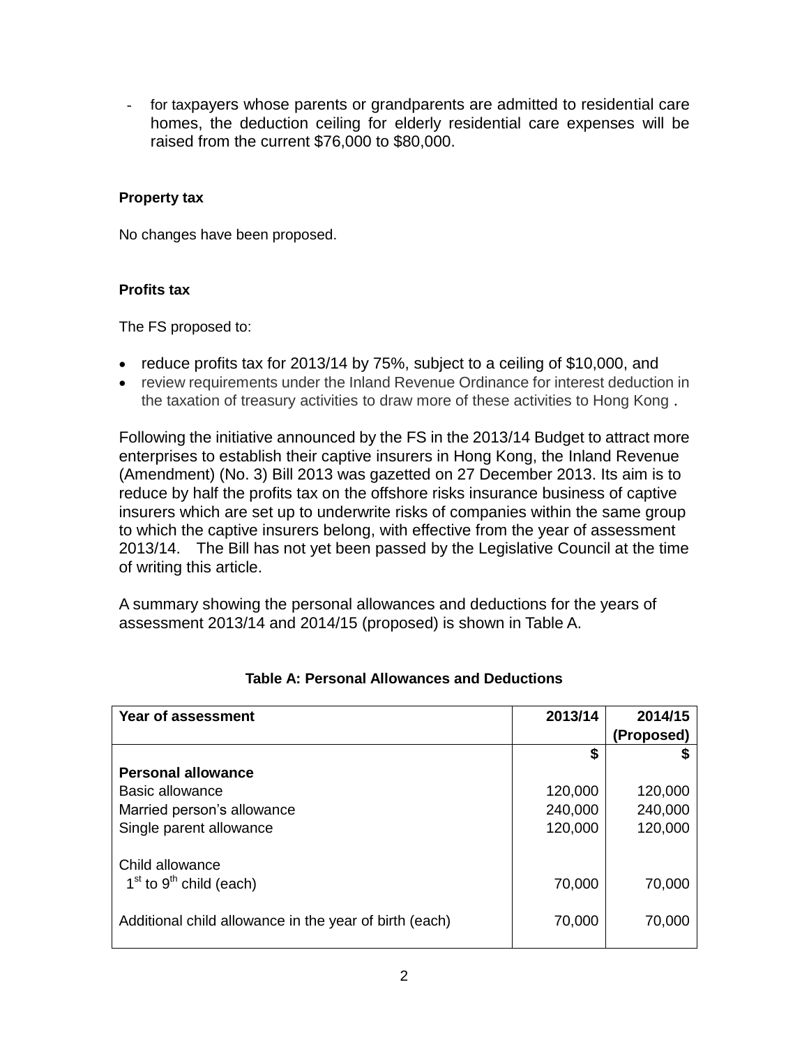- for taxpayers whose parents or grandparents are admitted to residential care homes, the deduction ceiling for elderly residential care expenses will be raised from the current $76,000 to $80,000.

**Property tax**

No changes have been proposed.

**Profits tax**

The FS proposed to:

- reduce profits tax for 2013/14 by 75%, subject to a ceiling of $10,000, and
- review requirements under the Inland Revenue Ordinance for interest deduction in the taxation of treasury activities to draw more of these activities to Hong Kong .

Following the initiative announced by the FS in the 2013/14 Budget to attract more enterprises to establish their captive insurers in Hong Kong, the Inland Revenue (Amendment) (No. 3) Bill 2013 was gazetted on 27 December 2013. Its aim is to reduce by half the profits tax on the offshore risks insurance business of captive insurers which are set up to underwrite risks of companies within the same group to which the captive insurers belong, with effective from the year of assessment 2013/14. The Bill has not yet been passed by the Legislative Council at the time of writing this article.

A summary showing the personal allowances and deductions for the years of assessment 2013/14 and 2014/15 (proposed) is shown in Table A.

**Table A: Personal Allowances and Deductions**

| Year of assessment | 2013/14 | 2014/15 (Proposed) |
|---|---|---|
| | $ | $ |
| **Personal allowance** | | |
| Basic allowance | 120,000 | 120,000 |
| Married person's allowance | 240,000 | 240,000 |
| Single parent allowance | 120,000 | 120,000 |
| Child allowance | | |
| 1st to 9th child (each) | 70,000 | 70,000 |
| Additional child allowance in the year of birth (each) | 70,000 | 70,000 |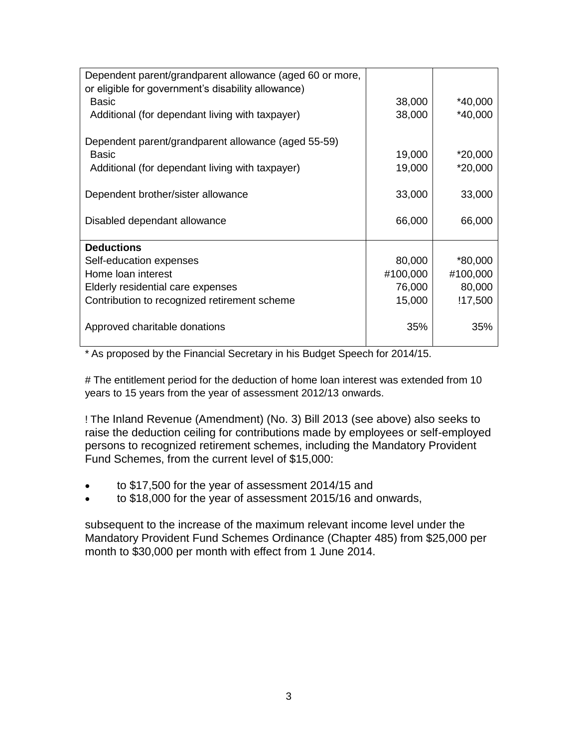| | | |
|---|---|---|
| Dependent parent/grandparent allowance (aged 60 or more, or eligible for government's disability allowance) | | |
| Basic | 38,000 | *40,000 |
| Additional (for dependant living with taxpayer) | 38,000 | *40,000 |
| Dependent parent/grandparent allowance (aged 55-59) | | |
| Basic | 19,000 | *20,000 |
| Additional (for dependant living with taxpayer) | 19,000 | *20,000 |
| Dependent brother/sister allowance | 33,000 | 33,000 |
| Disabled dependant allowance | 66,000 | 66,000 |
| **Deductions** | | |
| Self-education expenses | 80,000 | *80,000 |
| Home loan interest | #100,000 | #100,000 |
| Elderly residential care expenses | 76,000 | 80,000 |
| Contribution to recognized retirement scheme | 15,000 | !17,500 |
| Approved charitable donations | 35% | 35% |

* As proposed by the Financial Secretary in his Budget Speech for 2014/15.

# The entitlement period for the deduction of home loan interest was extended from 10 years to 15 years from the year of assessment 2012/13 onwards.

! The Inland Revenue (Amendment) (No. 3) Bill 2013 (see above) also seeks to raise the deduction ceiling for contributions made by employees or self-employed persons to recognized retirement schemes, including the Mandatory Provident Fund Schemes, from the current level of $15,000:

- to $17,500 for the year of assessment 2014/15 and
- to $18,000 for the year of assessment 2015/16 and onwards,

subsequent to the increase of the maximum relevant income level under the Mandatory Provident Fund Schemes Ordinance (Chapter 485) from $25,000 per month to $30,000 per month with effect from 1 June 2014.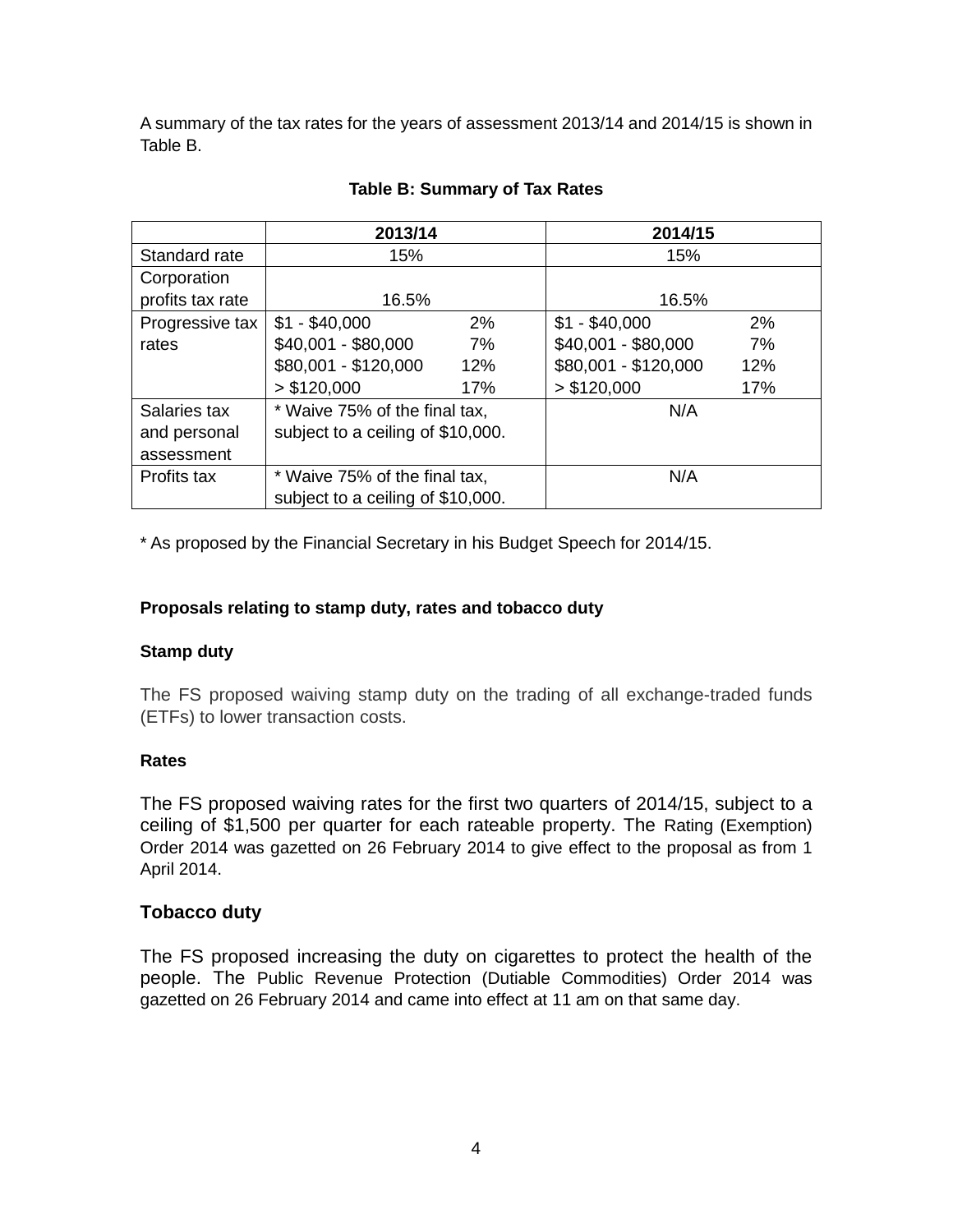A summary of the tax rates for the years of assessment 2013/14 and 2014/15 is shown in Table B.

**Table B: Summary of Tax Rates**

| | 2013/14 | 2014/15 |
|---|---|---|
| Standard rate | 15% | 15% |
| Corporation profits tax rate | 16.5% | 16.5% |
| Progressive tax rates | $1 - $40,000 2%<br>$40,001 - $80,000 7%<br>$80,001 - $120,000 12%<br>> $120,000 17% | $1 - $40,000 2%<br>$40,001 - $80,000 7%<br>$80,001 - $120,000 12%<br>> $120,000 17% |
| Salaries tax and personal assessment | * Waive 75% of the final tax, subject to a ceiling of $10,000. | N/A |
| Profits tax | * Waive 75% of the final tax, subject to a ceiling of $10,000. | N/A |

* As proposed by the Financial Secretary in his Budget Speech for 2014/15.

**Proposals relating to stamp duty, rates and tobacco duty**

**Stamp duty**

The FS proposed waiving stamp duty on the trading of all exchange-traded funds (ETFs) to lower transaction costs.

**Rates**

The FS proposed waiving rates for the first two quarters of 2014/15, subject to a ceiling of $1,500 per quarter for each rateable property. The Rating (Exemption) Order 2014 was gazetted on 26 February 2014 to give effect to the proposal as from 1 April 2014.

**Tobacco duty**

The FS proposed increasing the duty on cigarettes to protect the health of the people. The Public Revenue Protection (Dutiable Commodities) Order 2014 was gazetted on 26 February 2014 and came into effect at 11 am on that same day.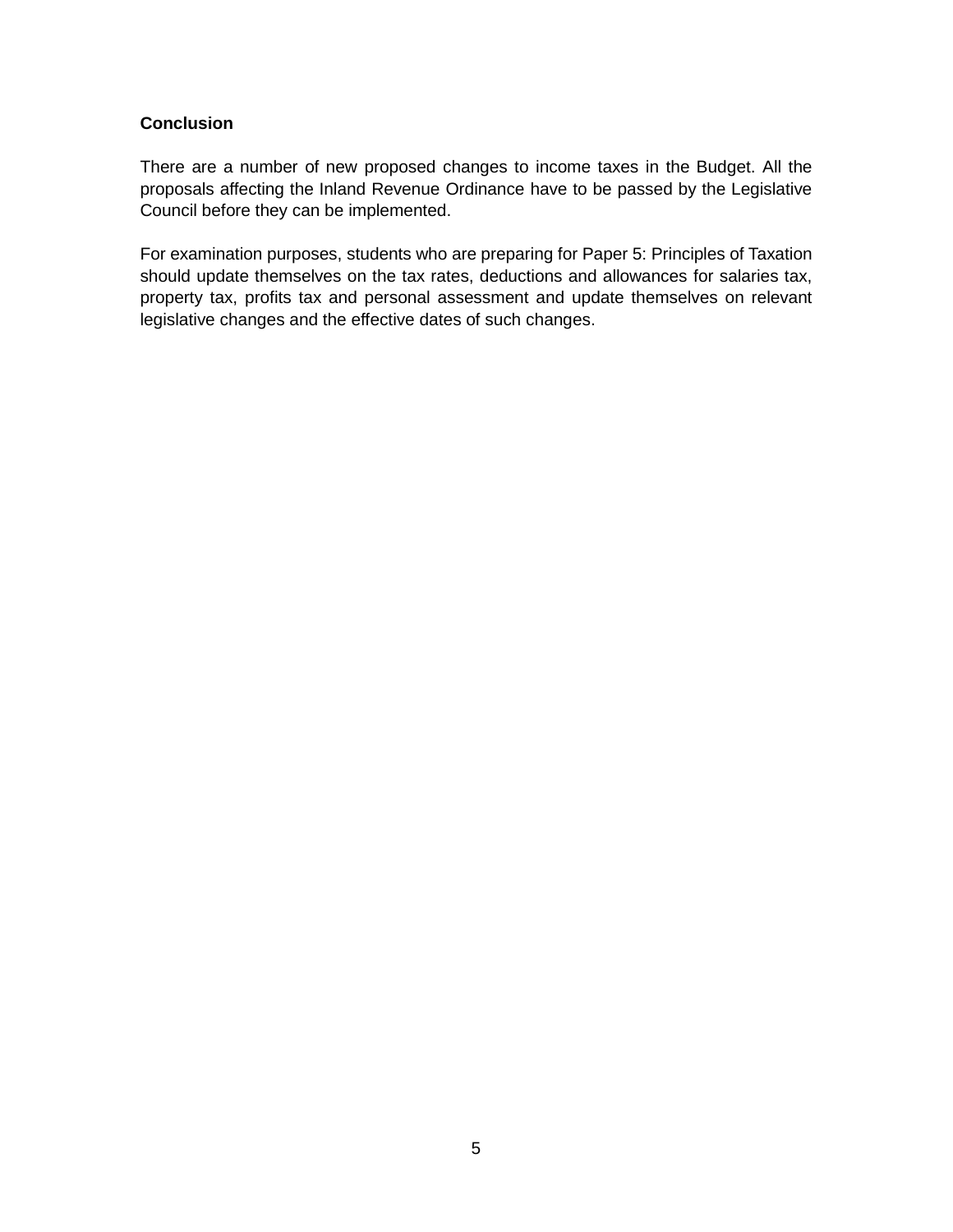**Conclusion**

There are a number of new proposed changes to income taxes in the Budget. All the proposals affecting the Inland Revenue Ordinance have to be passed by the Legislative Council before they can be implemented.

For examination purposes, students who are preparing for Paper 5: Principles of Taxation should update themselves on the tax rates, deductions and allowances for salaries tax, property tax, profits tax and personal assessment and update themselves on relevant legislative changes and the effective dates of such changes.